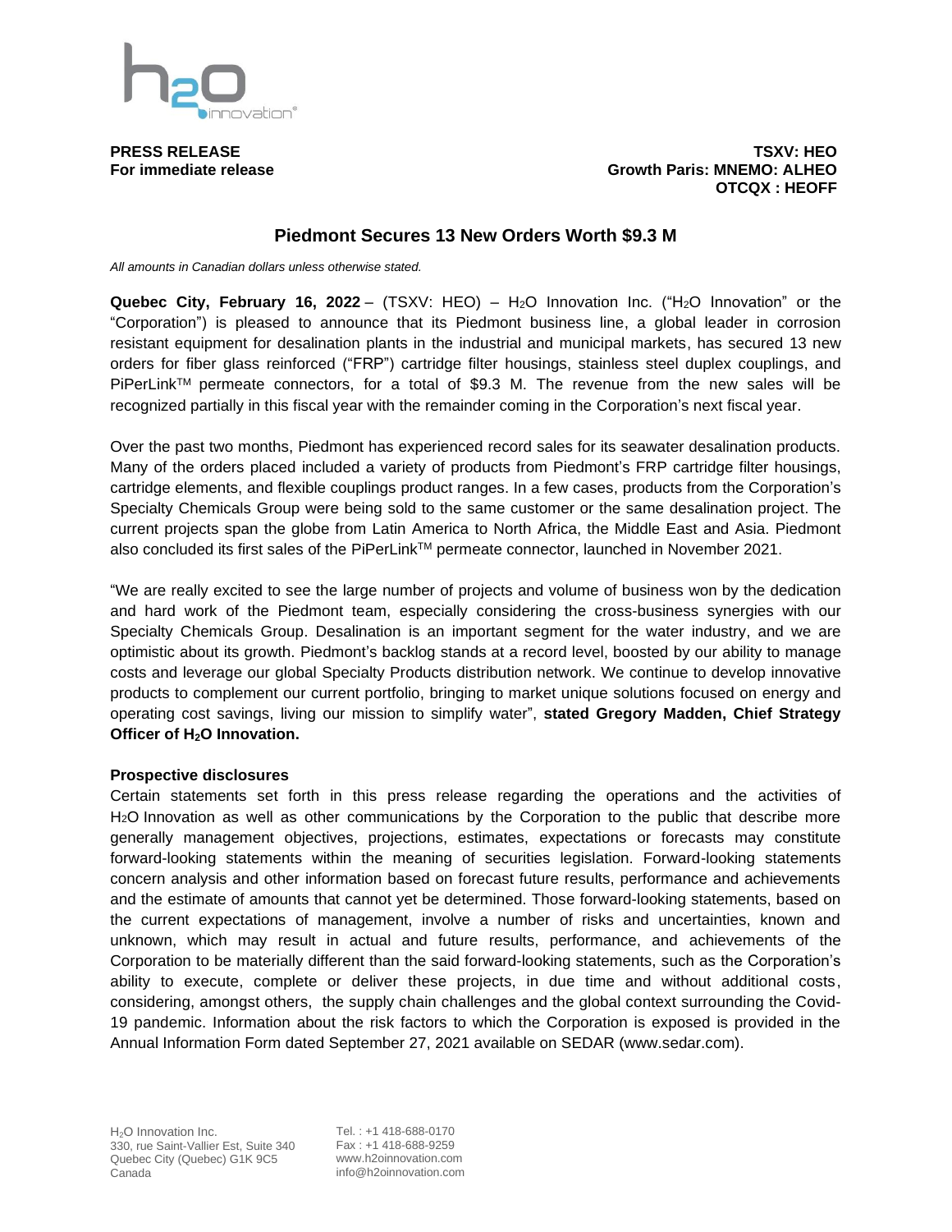**PRESS RELEASE**
**For immediate release**

**TSXV: HEO**
**Growth Paris: MNEMO: ALHEO**
**OTCQX : HEOFF**

# Piedmont Secures 13 New Orders Worth $9.3 M

*All amounts in Canadian dollars unless otherwise stated.*

**Quebec City, February 16, 2022** – (TSXV: HEO) – $H_2O$ Innovation Inc. ("$H_2O$ Innovation" or the "Corporation") is pleased to announce that its Piedmont business line, a global leader in corrosion resistant equipment for desalination plants in the industrial and municipal markets, has secured 13 new orders for fiber glass reinforced ("FRP") cartridge filter housings, stainless steel duplex couplings, and PiPerLink™ permeate connectors, for a total of $9.3 M. The revenue from the new sales will be recognized partially in this fiscal year with the remainder coming in the Corporation's next fiscal year.

Over the past two months, Piedmont has experienced record sales for its seawater desalination products. Many of the orders placed included a variety of products from Piedmont's FRP cartridge filter housings, cartridge elements, and flexible couplings product ranges. In a few cases, products from the Corporation's Specialty Chemicals Group were being sold to the same customer or the same desalination project. The current projects span the globe from Latin America to North Africa, the Middle East and Asia. Piedmont also concluded its first sales of the PiPerLink™ permeate connector, launched in November 2021.

"We are really excited to see the large number of projects and volume of business won by the dedication and hard work of the Piedmont team, especially considering the cross-business synergies with our Specialty Chemicals Group. Desalination is an important segment for the water industry, and we are optimistic about its growth. Piedmont's backlog stands at a record level, boosted by our ability to manage costs and leverage our global Specialty Products distribution network. We continue to develop innovative products to complement our current portfolio, bringing to market unique solutions focused on energy and operating cost savings, living our mission to simplify water", **stated Gregory Madden, Chief Strategy Officer of $H_2O$ Innovation.**

**Prospective disclosures**

Certain statements set forth in this press release regarding the operations and the activities of $H_2O$ Innovation as well as other communications by the Corporation to the public that describe more generally management objectives, projections, estimates, expectations or forecasts may constitute forward-looking statements within the meaning of securities legislation. Forward-looking statements concern analysis and other information based on forecast future results, performance and achievements and the estimate of amounts that cannot yet be determined. Those forward-looking statements, based on the current expectations of management, involve a number of risks and uncertainties, known and unknown, which may result in actual and future results, performance, and achievements of the Corporation to be materially different than the said forward-looking statements, such as the Corporation's ability to execute, complete or deliver these projects, in due time and without additional costs, considering, amongst others, the supply chain challenges and the global context surrounding the Covid-19 pandemic. Information about the risk factors to which the Corporation is exposed is provided in the Annual Information Form dated September 27, 2021 available on SEDAR (www.sedar.com).

$H_2O$ Innovation Inc.
330, rue Saint-Vallier Est, Suite 340
Quebec City (Quebec) G1K 9C5
Canada

Tel. : +1 418-688-0170
Fax : +1 418-688-9259
www.h2oinnovation.com
info@h2oinnovation.com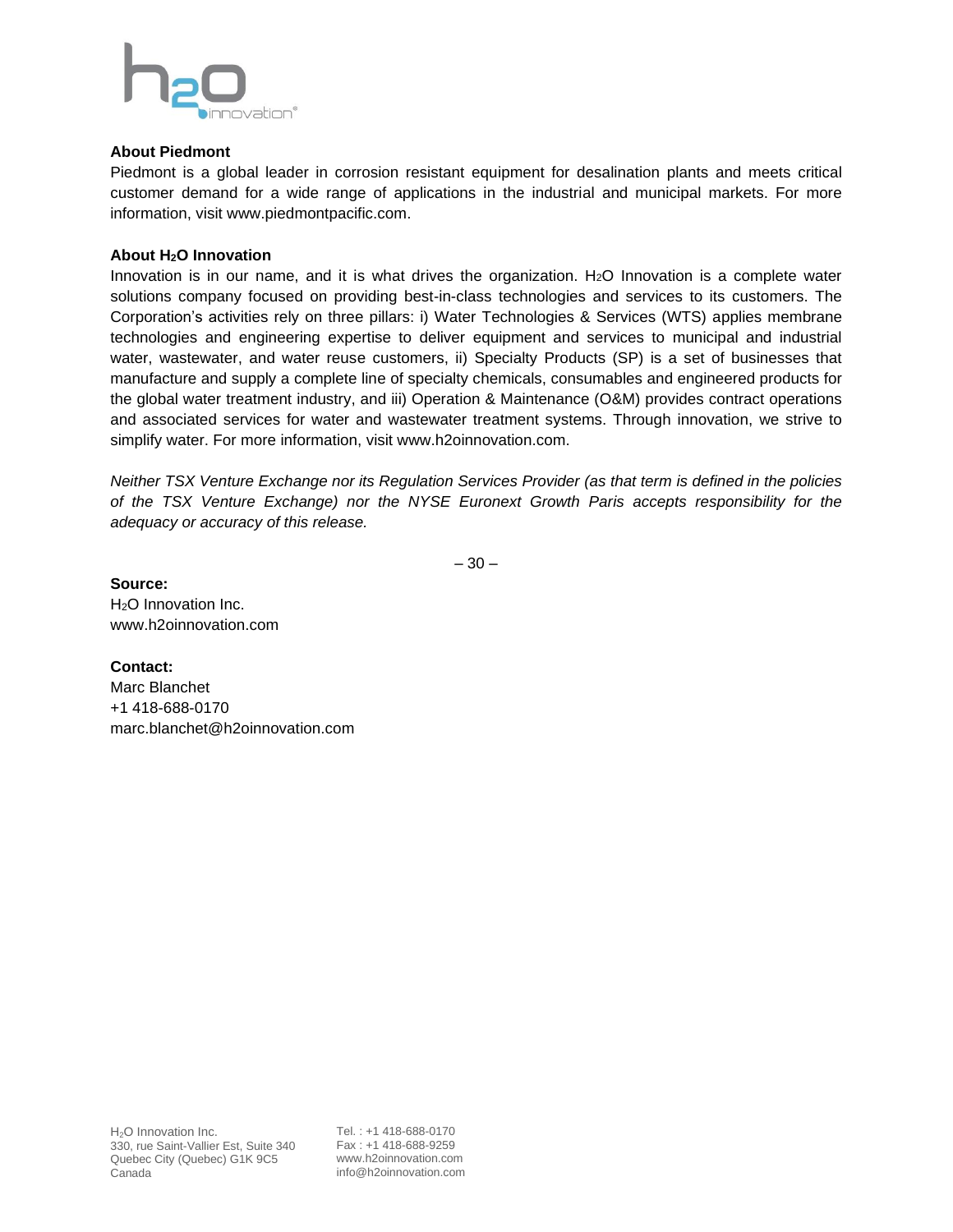**About Piedmont**

Piedmont is a global leader in corrosion resistant equipment for desalination plants and meets critical customer demand for a wide range of applications in the industrial and municipal markets. For more information, visit www.piedmontpacific.com.

**About $H_2O$ Innovation**

Innovation is in our name, and it is what drives the organization. $H_2O$ Innovation is a complete water solutions company focused on providing best-in-class technologies and services to its customers. The Corporation's activities rely on three pillars: i) Water Technologies & Services (WTS) applies membrane technologies and engineering expertise to deliver equipment and services to municipal and industrial water, wastewater, and water reuse customers, ii) Specialty Products (SP) is a set of businesses that manufacture and supply a complete line of specialty chemicals, consumables and engineered products for the global water treatment industry, and iii) Operation & Maintenance (O&M) provides contract operations and associated services for water and wastewater treatment systems. Through innovation, we strive to simplify water. For more information, visit www.h2oinnovation.com.

*Neither TSX Venture Exchange nor its Regulation Services Provider (as that term is defined in the policies of the TSX Venture Exchange) nor the NYSE Euronext Growth Paris accepts responsibility for the adequacy or accuracy of this release.*

– 30 –

**Source:**
$H_2O$ Innovation Inc.
www.h2oinnovation.com

**Contact:**
Marc Blanchet
+1 418-688-0170
marc.blanchet@h2oinnovation.com

$H_2O$ Innovation Inc.
330, rue Saint-Vallier Est, Suite 340
Quebec City (Quebec) G1K 9C5
Canada

Tel. : +1 418-688-0170
Fax : +1 418-688-9259
www.h2oinnovation.com
info@h2oinnovation.com